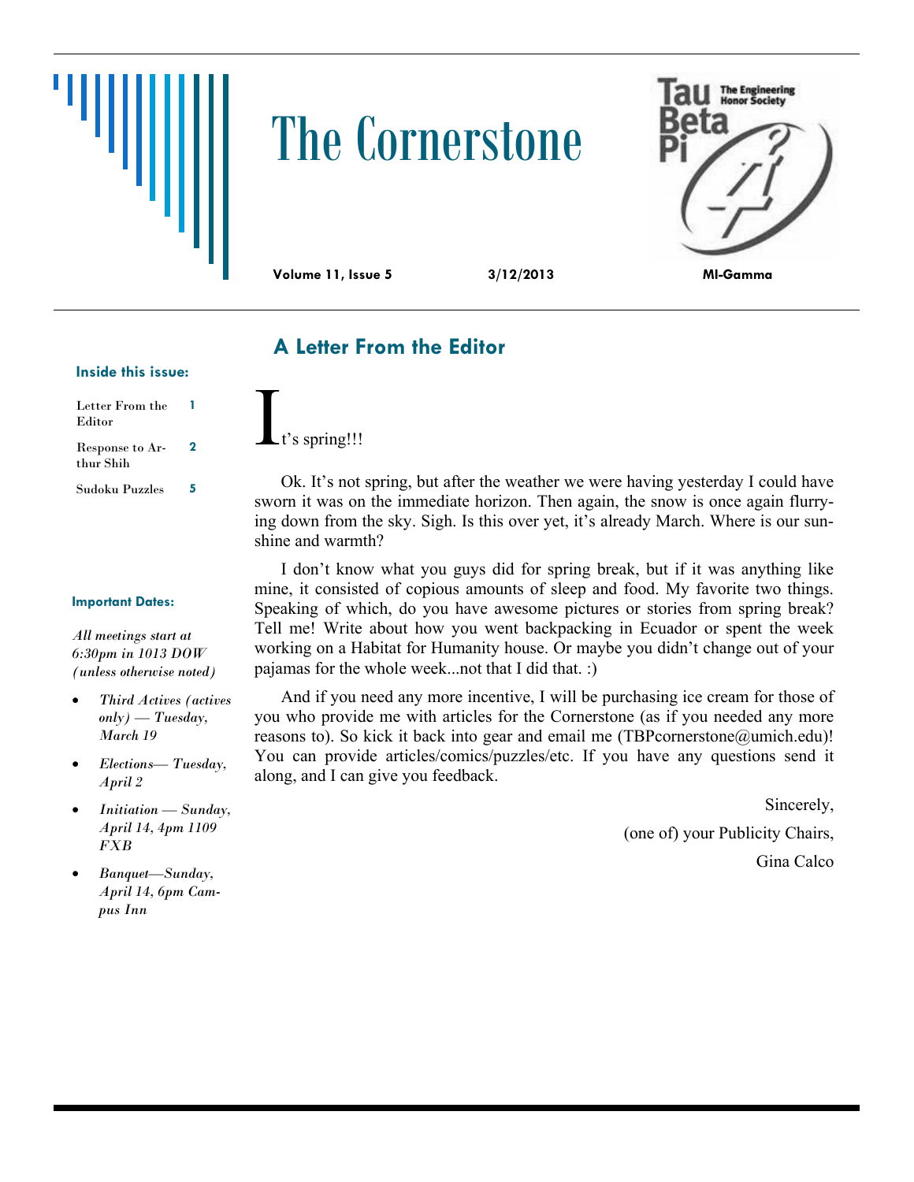# The Cornerstone

Tau Beta Pi — The Engineering Honor Society

**Volume 11, Issue 5** **3/12/2013** **MI-Gamma**

**Inside this issue:**

| | |
|---|---|
| Letter From the Editor | 1 |
| Response to Arthur Shih | 2 |
| Sudoku Puzzles | 5 |

**Important Dates:**

*All meetings start at 6:30pm in 1013 DOW (unless otherwise noted)*

- *Third Actives (actives only) — Tuesday, March 19*
- *Elections— Tuesday, April 2*
- *Initiation — Sunday, April 14, 4pm 1109 FXB*
- *Banquet—Sunday, April 14, 6pm Campus Inn*

## A Letter From the Editor

It's spring!!!

Ok. It's not spring, but after the weather we were having yesterday I could have sworn it was on the immediate horizon. Then again, the snow is once again flurrying down from the sky. Sigh. Is this over yet, it's already March. Where is our sunshine and warmth?

I don't know what you guys did for spring break, but if it was anything like mine, it consisted of copious amounts of sleep and food. My favorite two things. Speaking of which, do you have awesome pictures or stories from spring break? Tell me! Write about how you went backpacking in Ecuador or spent the week working on a Habitat for Humanity house. Or maybe you didn't change out of your pajamas for the whole week...not that I did that. :)

And if you need any more incentive, I will be purchasing ice cream for those of you who provide me with articles for the Cornerstone (as if you needed any more reasons to). So kick it back into gear and email me (TBPcornerstone@umich.edu)! You can provide articles/comics/puzzles/etc. If you have any questions send it along, and I can give you feedback.

Sincerely,

(one of) your Publicity Chairs,

Gina Calco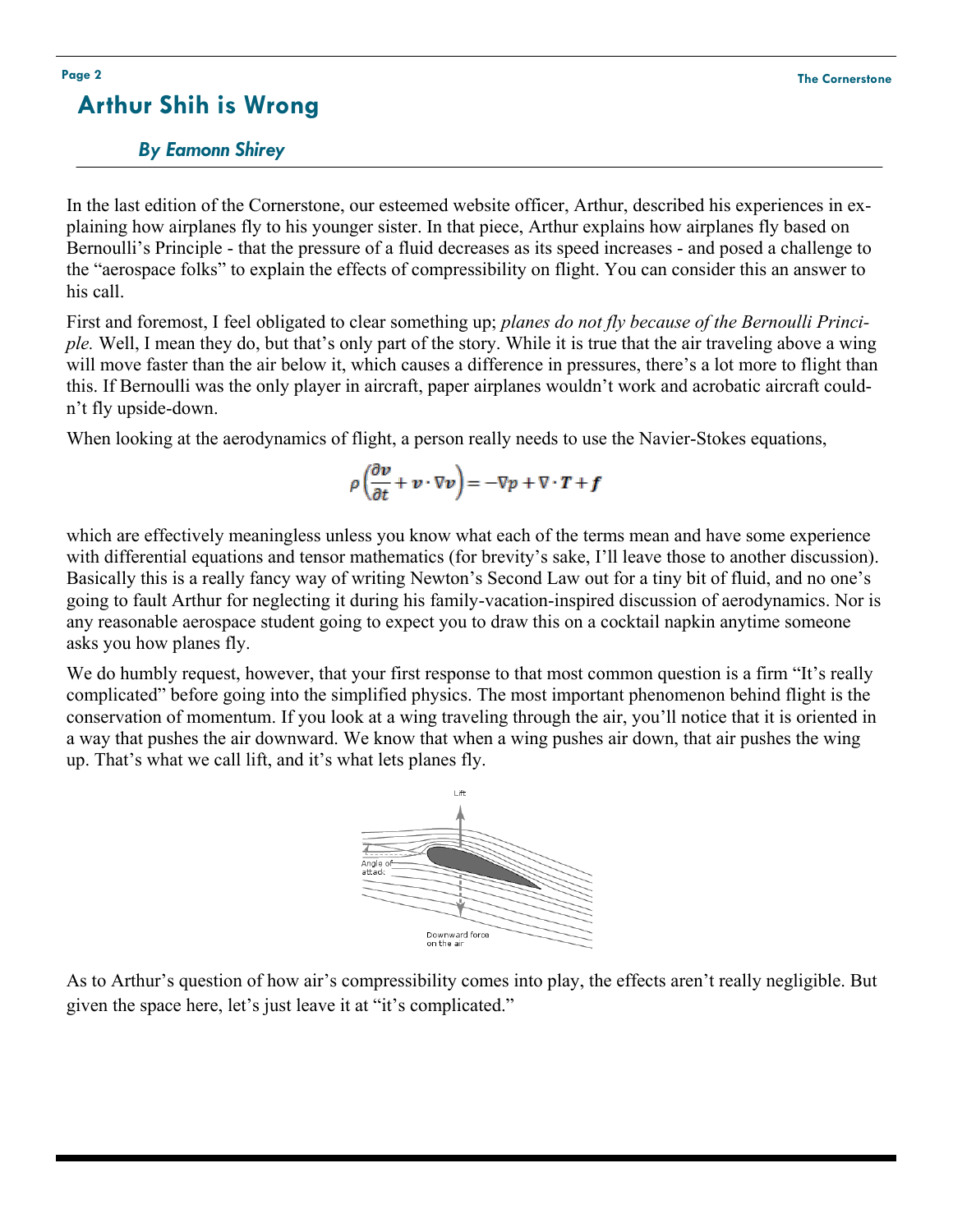# Arthur Shih is Wrong

***By Eamonn Shirey***

In the last edition of the Cornerstone, our esteemed website officer, Arthur, described his experiences in explaining how airplanes fly to his younger sister. In that piece, Arthur explains how airplanes fly based on Bernoulli's Principle - that the pressure of a fluid decreases as its speed increases - and posed a challenge to the "aerospace folks" to explain the effects of compressibility on flight. You can consider this an answer to his call.

First and foremost, I feel obligated to clear something up; *planes do not fly because of the Bernoulli Principle.* Well, I mean they do, but that's only part of the story. While it is true that the air traveling above a wing will move faster than the air below it, which causes a difference in pressures, there's a lot more to flight than this. If Bernoulli was the only player in aircraft, paper airplanes wouldn't work and acrobatic aircraft couldn't fly upside-down.

When looking at the aerodynamics of flight, a person really needs to use the Navier-Stokes equations,

$$\rho\left(\frac{\partial \boldsymbol{v}}{\partial t} + \boldsymbol{v} \cdot \nabla \boldsymbol{v}\right) = -\nabla p + \nabla \cdot \boldsymbol{T} + \boldsymbol{f}$$

which are effectively meaningless unless you know what each of the terms mean and have some experience with differential equations and tensor mathematics (for brevity's sake, I'll leave those to another discussion). Basically this is a really fancy way of writing Newton's Second Law out for a tiny bit of fluid, and no one's going to fault Arthur for neglecting it during his family-vacation-inspired discussion of aerodynamics. Nor is any reasonable aerospace student going to expect you to draw this on a cocktail napkin anytime someone asks you how planes fly.

We do humbly request, however, that your first response to that most common question is a firm "It's really complicated" before going into the simplified physics. The most important phenomenon behind flight is the conservation of momentum. If you look at a wing traveling through the air, you'll notice that it is oriented in a way that pushes the air downward. We know that when a wing pushes air down, that air pushes the wing up. That's what we call lift, and it's what lets planes fly.

As to Arthur's question of how air's compressibility comes into play, the effects aren't really negligible. But given the space here, let's just leave it at "it's complicated."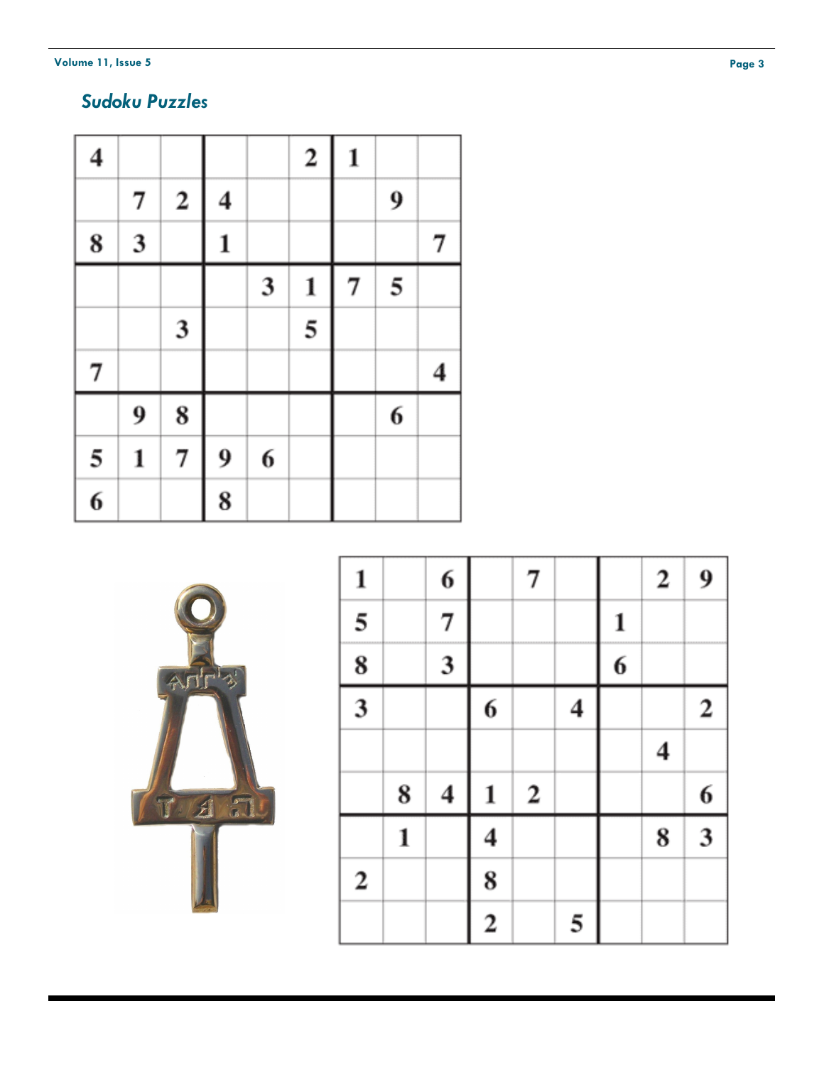## *Sudoku Puzzles*

| | | | | | | | | |
|---|---|---|---|---|---|---|---|---|
| 4 | | | | | 2 | 1 | | |
| | 7 | 2 | 4 | | | | 9 | |
| 8 | 3 | | 1 | | | | | 7 |
| | | | | 3 | 1 | 7 | 5 | |
| | | 3 | | | 5 | | | |
| 7 | | | | | | | | 4 |
| | 9 | 8 | | | | | 6 | |
| 5 | 1 | 7 | 9 | 6 | | | | |
| 6 | | | 8 | | | | | |

| | | | | | | | | |
|---|---|---|---|---|---|---|---|---|
| 1 | | 6 | | 7 | | | 2 | 9 |
| 5 | | 7 | | | | 1 | | |
| 8 | | 3 | | | | 6 | | |
| 3 | | | 6 | | 4 | | | 2 |
| | | | | | | | 4 | |
| | 8 | 4 | 1 | 2 | | | | 6 |
| | 1 | | 4 | | | | 8 | 3 |
| 2 | | | 8 | | | | | |
| | | | 2 | | 5 | | | |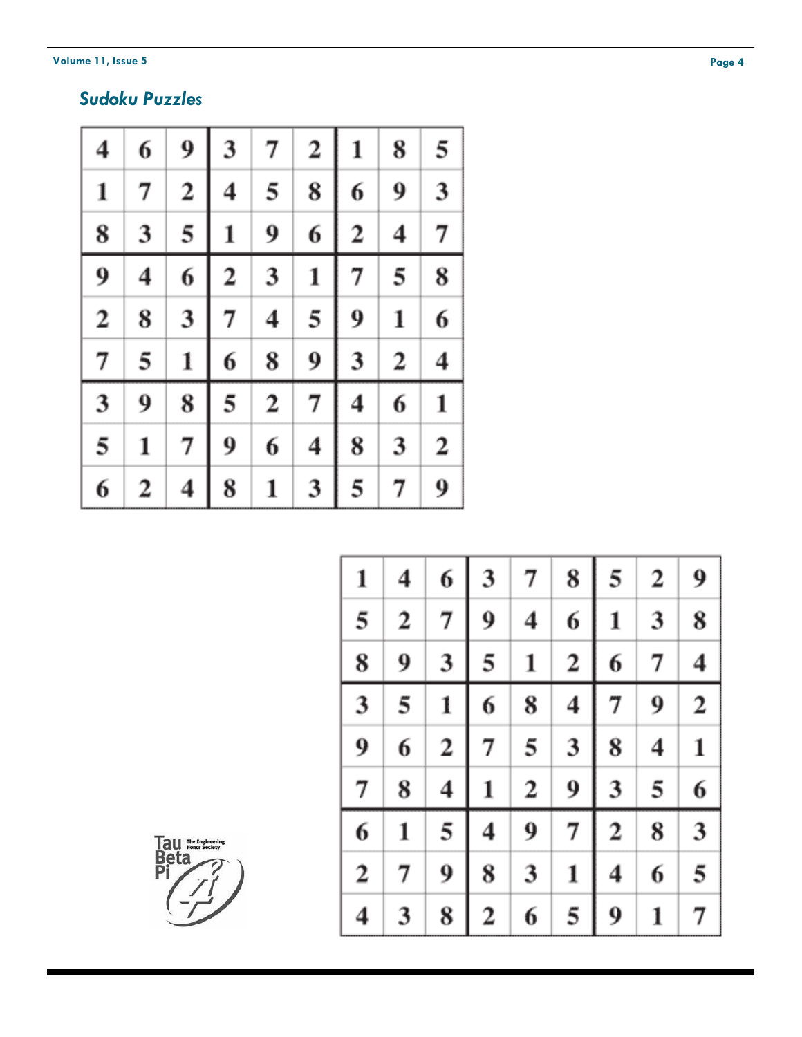## *Sudoku Puzzles*

| | | | | | | | | |
|---|---|---|---|---|---|---|---|---|
| 4 | 6 | 9 | 3 | 7 | 2 | 1 | 8 | 5 |
| 1 | 7 | 2 | 4 | 5 | 8 | 6 | 9 | 3 |
| 8 | 3 | 5 | 1 | 9 | 6 | 2 | 4 | 7 |
| 9 | 4 | 6 | 2 | 3 | 1 | 7 | 5 | 8 |
| 2 | 8 | 3 | 7 | 4 | 5 | 9 | 1 | 6 |
| 7 | 5 | 1 | 6 | 8 | 9 | 3 | 2 | 4 |
| 3 | 9 | 8 | 5 | 2 | 7 | 4 | 6 | 1 |
| 5 | 1 | 7 | 9 | 6 | 4 | 8 | 3 | 2 |
| 6 | 2 | 4 | 8 | 1 | 3 | 5 | 7 | 9 |

| | | | | | | | | |
|---|---|---|---|---|---|---|---|---|
| 1 | 4 | 6 | 3 | 7 | 8 | 5 | 2 | 9 |
| 5 | 2 | 7 | 9 | 4 | 6 | 1 | 3 | 8 |
| 8 | 9 | 3 | 5 | 1 | 2 | 6 | 7 | 4 |
| 3 | 5 | 1 | 6 | 8 | 4 | 7 | 9 | 2 |
| 9 | 6 | 2 | 7 | 5 | 3 | 8 | 4 | 1 |
| 7 | 8 | 4 | 1 | 2 | 9 | 3 | 5 | 6 |
| 6 | 1 | 5 | 4 | 9 | 7 | 2 | 8 | 3 |
| 2 | 7 | 9 | 8 | 3 | 1 | 4 | 6 | 5 |
| 4 | 3 | 8 | 2 | 6 | 5 | 9 | 1 | 7 |

Tau Beta Pi The Engineering Honor Society